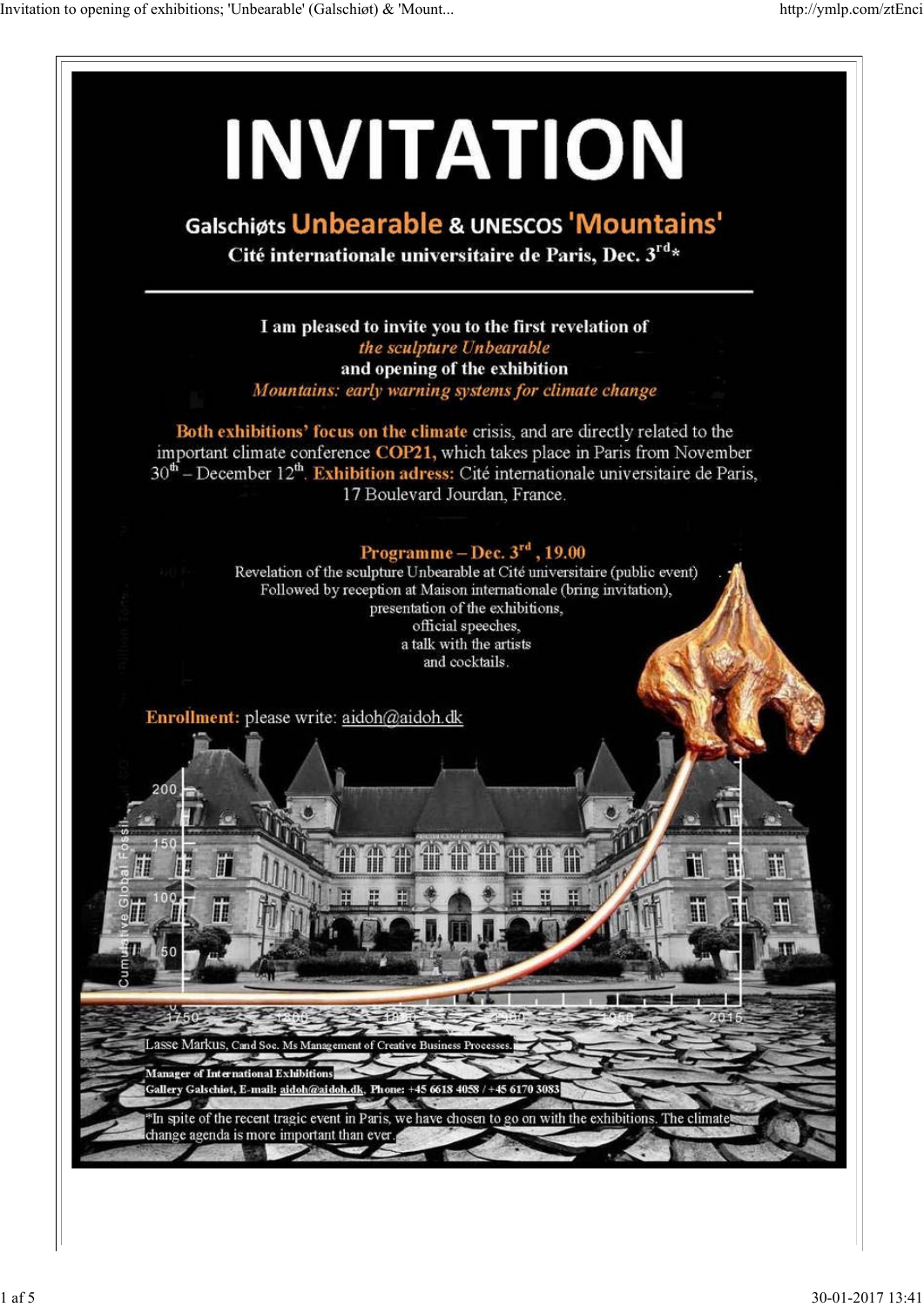# INVITATION

## Galschiøts Unbearable & UNESCOS 'Mountains'

**Cité internationale universitaire de Paris, Dec. 3rd***

---

**I am pleased to invite you to the first revelation of**
***the sculpture Unbearable***
**and opening of the exhibition**
***Mountains: early warning systems for climate change***

**Both exhibitions' focus on the climate** crisis, and are directly related to the important climate conference **COP21,** which takes place in Paris from November 30th – December 12th. **Exhibition adress:** Cité internationale universitaire de Paris, 17 Boulevard Jourdan, France.

**Programme – Dec. 3rd , 19.00**

Revelation of the sculpture Unbearable at Cité universitaire (public event)
Followed by reception at Maison internationale (bring invitation),
presentation of the exhibitions,
official speeches,
a talk with the artists
and cocktails.

**Enrollment:** please write: aidoh@aidoh.dk

Lasse Markus, Cand Soc. Ms Management of Creative Business Processes.

**Manager of International Exhibitions**
**Gallery Galschiot, E-mail: aidoh@aidoh.dk, Phone: +45 6618 4058 / +45 6170 3083**

*In spite of the recent tragic event in Paris, we have chosen to go on with the exhibitions. The climate change agenda is more important than ever.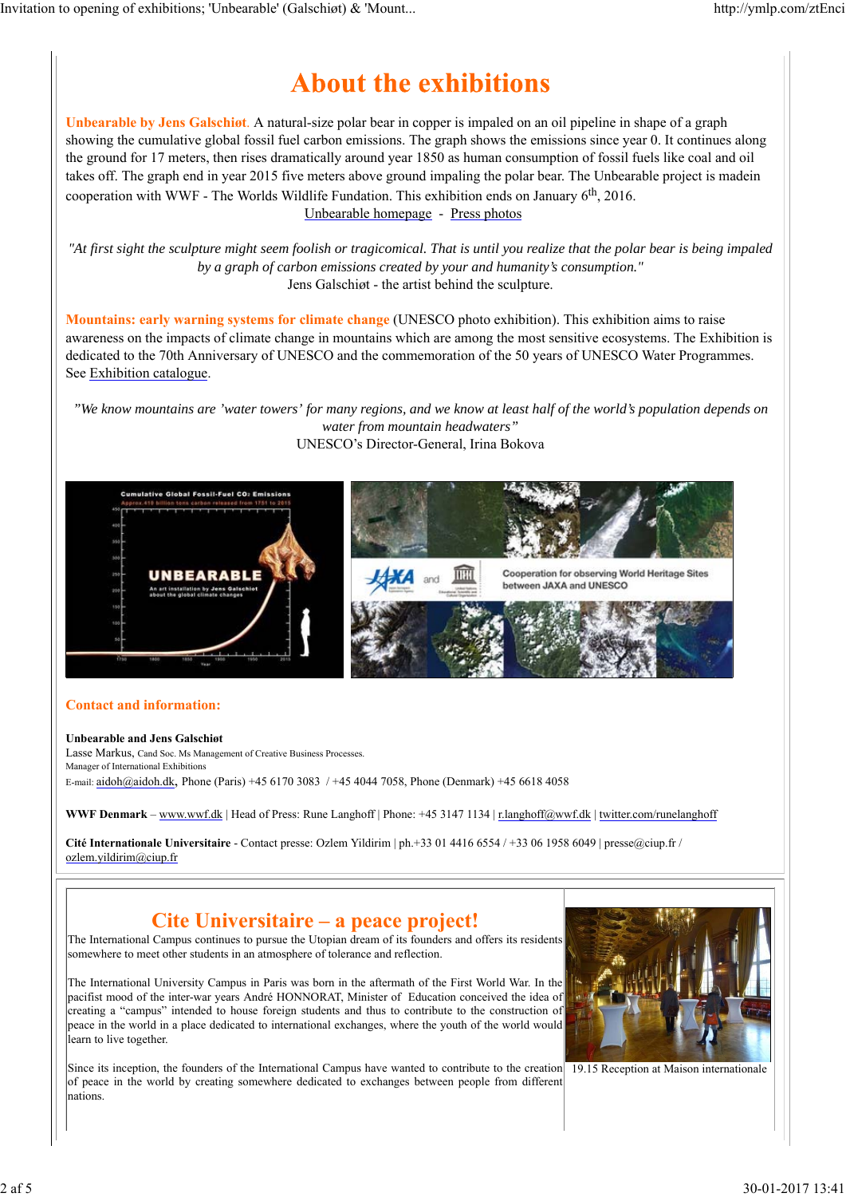# About the exhibitions

**Unbearable by Jens Galschiøt**. A natural-size polar bear in copper is impaled on an oil pipeline in shape of a graph showing the cumulative global fossil fuel carbon emissions. The graph shows the emissions since year 0. It continues along the ground for 17 meters, then rises dramatically around year 1850 as human consumption of fossil fuels like coal and oil takes off. The graph end in year 2015 five meters above ground impaling the polar bear. The Unbearable project is madein cooperation with WWF - The Worlds Wildlife Fundation. This exhibition ends on January 6th, 2016.

Unbearable homepage - Press photos

*"At first sight the sculpture might seem foolish or tragicomical. That is until you realize that the polar bear is being impaled by a graph of carbon emissions created by your and humanity's consumption."*
Jens Galschiøt - the artist behind the sculpture.

**Mountains: early warning systems for climate change** (UNESCO photo exhibition). This exhibition aims to raise awareness on the impacts of climate change in mountains which are among the most sensitive ecosystems. The Exhibition is dedicated to the 70th Anniversary of UNESCO and the commemoration of the 50 years of UNESCO Water Programmes. See Exhibition catalogue.

*"We know mountains are 'water towers' for many regions, and we know at least half of the world's population depends on water from mountain headwaters"*
UNESCO's Director-General, Irina Bokova

### Contact and information:

**Unbearable and Jens Galschiøt**
Lasse Markus, Cand Soc. Ms Management of Creative Business Processes.
Manager of International Exhibitions
E-mail: aidoh@aidoh.dk, Phone (Paris) +45 6170 3083 / +45 4044 7058, Phone (Denmark) +45 6618 4058

**WWF Denmark** – www.wwf.dk | Head of Press: Rune Langhoff | Phone: +45 3147 1134 | r.langhoff@wwf.dk | twitter.com/runelanghoff

**Cité Internationale Universitaire** - Contact presse: Ozlem Yildirim | ph.+33 01 4416 6554 / +33 06 1958 6049 | presse@ciup.fr / ozlem.yildirim@ciup.fr

## Cite Universitaire – a peace project!

The International Campus continues to pursue the Utopian dream of its founders and offers its residents somewhere to meet other students in an atmosphere of tolerance and reflection.

The International University Campus in Paris was born in the aftermath of the First World War. In the pacifist mood of the inter-war years André HONNORAT, Minister of Education conceived the idea of creating a "campus" intended to house foreign students and thus to contribute to the construction of peace in the world in a place dedicated to international exchanges, where the youth of the world would learn to live together.

Since its inception, the founders of the International Campus have wanted to contribute to the creation of peace in the world by creating somewhere dedicated to exchanges between people from different nations.

19.15 Reception at Maison internationale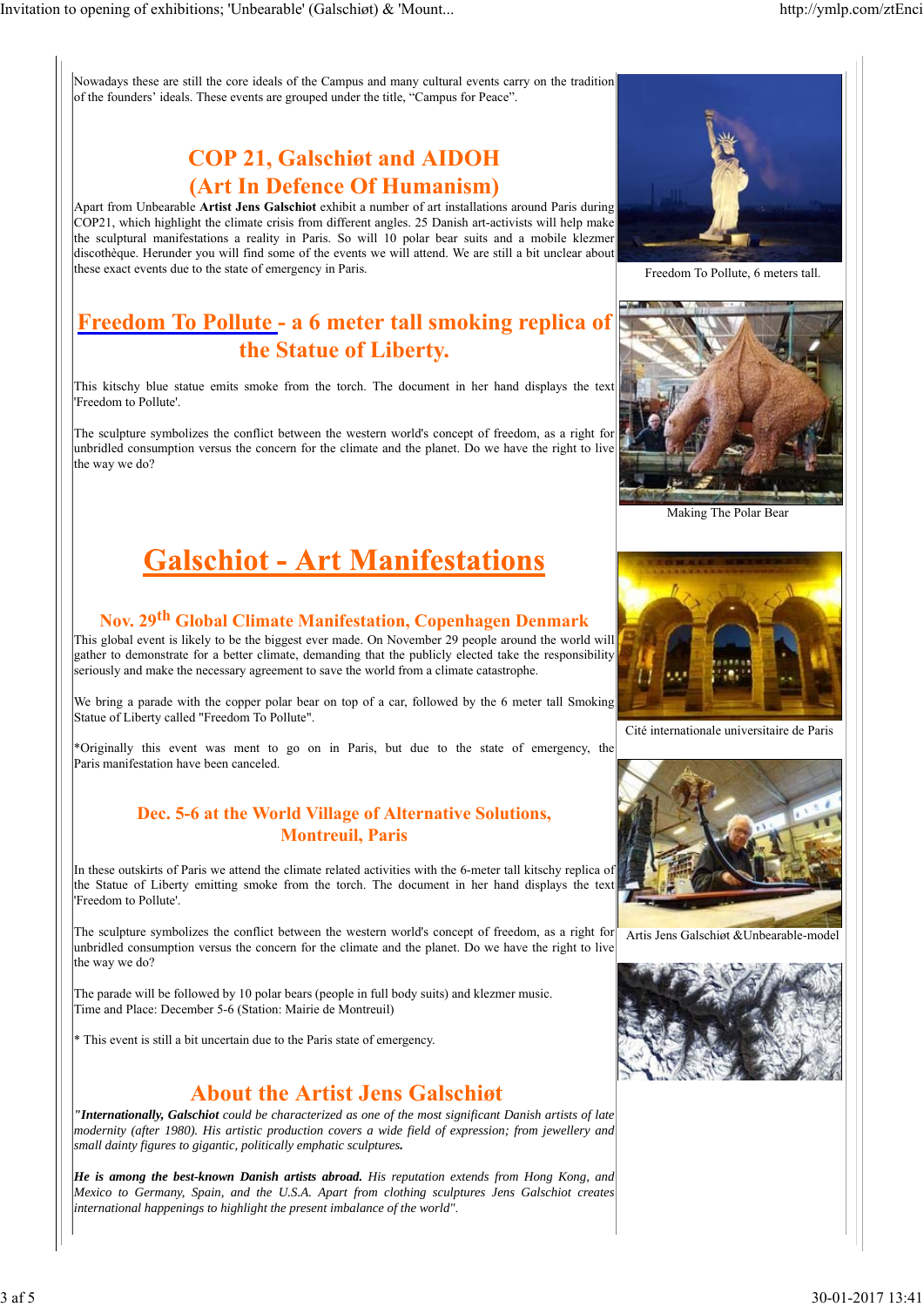Nowadays these are still the core ideals of the Campus and many cultural events carry on the tradition of the founders' ideals. These events are grouped under the title, "Campus for Peace".

## COP 21, Galschiøt and AIDOH (Art In Defence Of Humanism)

Apart from Unbearable **Artist Jens Galschiot** exhibit a number of art installations around Paris during COP21, which highlight the climate crisis from different angles. 25 Danish art-activists will help make the sculptural manifestations a reality in Paris. So will 10 polar bear suits and a mobile klezmer discothèque. Herunder you will find some of the events we will attend. We are still a bit unclear about these exact events due to the state of emergency in Paris.

## Freedom To Pollute - a 6 meter tall smoking replica of the Statue of Liberty.

This kitschy blue statue emits smoke from the torch. The document in her hand displays the text 'Freedom to Pollute'.

The sculpture symbolizes the conflict between the western world's concept of freedom, as a right for unbridled consumption versus the concern for the climate and the planet. Do we have the right to live the way we do?

Freedom To Pollute, 6 meters tall.

Making The Polar Bear

# Galschiot - Art Manifestations

### Nov. 29th Global Climate Manifestation, Copenhagen Denmark

This global event is likely to be the biggest ever made. On November 29 people around the world will gather to demonstrate for a better climate, demanding that the publicly elected take the responsibility seriously and make the necessary agreement to save the world from a climate catastrophe.

We bring a parade with the copper polar bear on top of a car, followed by the 6 meter tall Smoking Statue of Liberty called "Freedom To Pollute".

*Originally this event was ment to go on in Paris, but due to the state of emergency, the Paris manifestation have been canceled.

### Dec. 5-6 at the World Village of Alternative Solutions, Montreuil, Paris

In these outskirts of Paris we attend the climate related activities with the 6-meter tall kitschy replica of the Statue of Liberty emitting smoke from the torch. The document in her hand displays the text 'Freedom to Pollute'.

The sculpture symbolizes the conflict between the western world's concept of freedom, as a right for unbridled consumption versus the concern for the climate and the planet. Do we have the right to live the way we do?

The parade will be followed by 10 polar bears (people in full body suits) and klezmer music.
Time and Place: December 5-6 (Station: Mairie de Montreuil)

* This event is still a bit uncertain due to the Paris state of emergency.

Cité internationale universitaire de Paris

Artis Jens Galschiøt &Unbearable-model

## About the Artist Jens Galschiøt

*"**Internationally, Galschiot** could be characterized as one of the most significant Danish artists of late modernity (after 1980). His artistic production covers a wide field of expression; from jewellery and small dainty figures to gigantic, politically emphatic sculptures.*

***He is among the best-known Danish artists abroad.** His reputation extends from Hong Kong, and Mexico to Germany, Spain, and the U.S.A. Apart from clothing sculptures Jens Galschiot creates international happenings to highlight the present imbalance of the world".*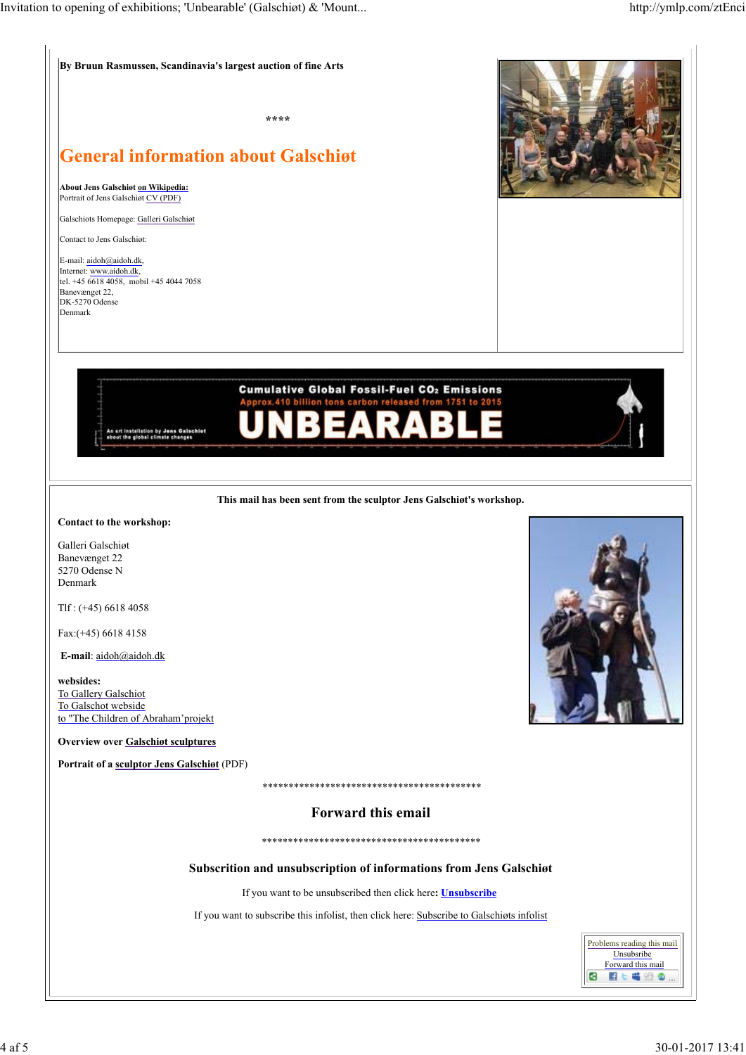**By Bruun Rasmussen, Scandinavia's largest auction of fine Arts**

****

## General information about Galschiøt

**About Jens Galschiøt on Wikipedia:**
Portrait of Jens Galschiøt CV (PDF)

Galschiots Homepage: Galleri Galschiøt

Contact to Jens Galschiøt:

E-mail: aidoh@aidoh.dk,
Internet: www.aidoh.dk,
tel. +45 6618 4058, mobil +45 4044 7058
Banevænget 22,
DK-5270 Odense
Denmark

**This mail has been sent from the sculptor Jens Galschiøt's workshop.**

**Contact to the workshop:**

Galleri Galschiøt
Banevænget 22
5270 Odense N
Denmark

Tlf : (+45) 6618 4058

Fax:(+45) 6618 4158

**E-mail**: aidoh@aidoh.dk

**websides:**
To Gallery Galschiot
To Galschot webside
to "The Children of Abraham'projekt

**Overview over Galschiøt sculptures**

**Portrait of a sculptor Jens Galschiøt** (PDF)

*******************************************

### Forward this email

*******************************************

### Subscrition and unsubscription of informations from Jens Galschiøt

If you want to be unsubscribed then click here: **Unsubscribe**

If you want to subscribe this infolist, then click here: Subscribe to Galschiøts infolist

Problems reading this mail
Unsubsribe
Forward this mail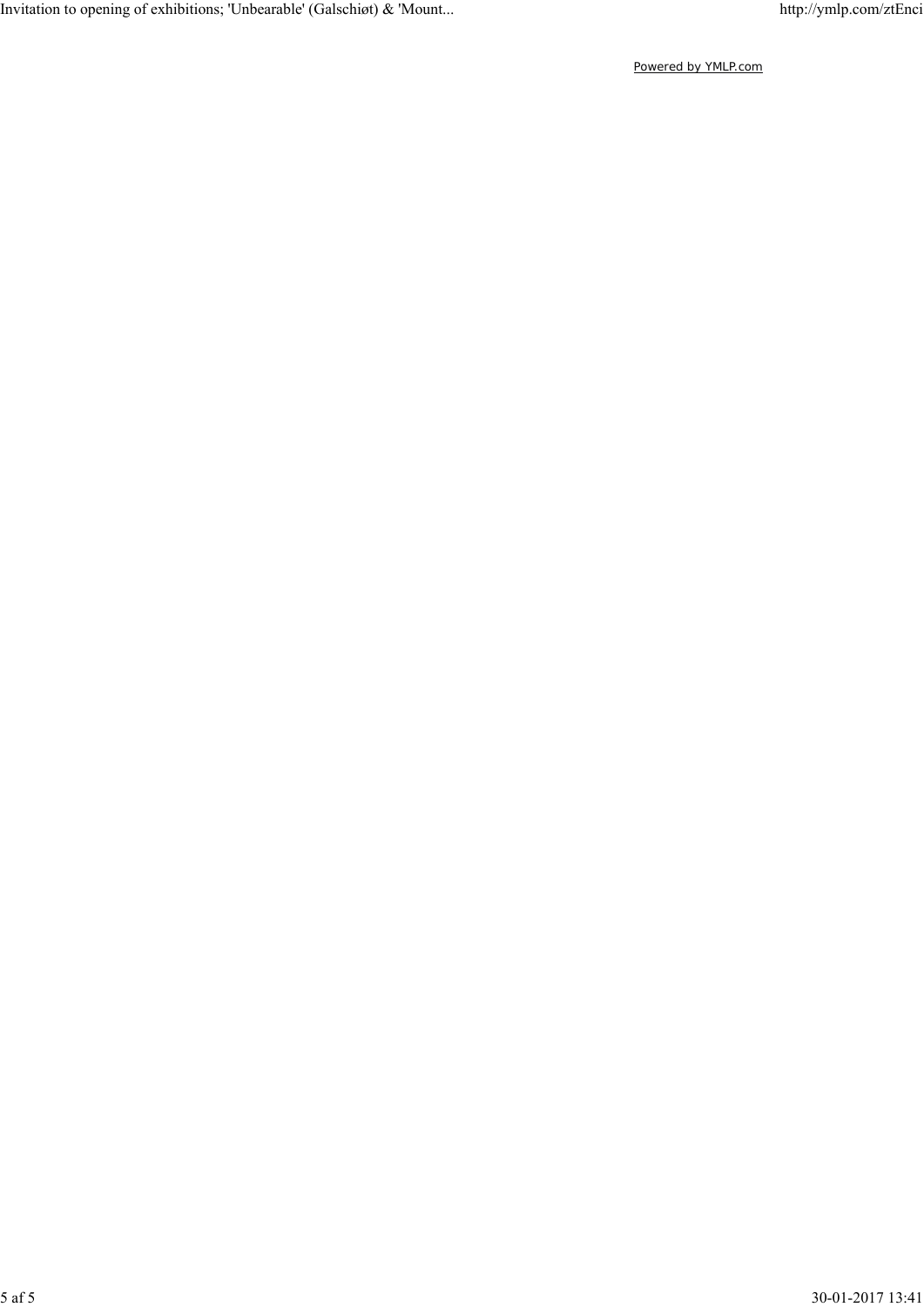Powered by YMLP.com